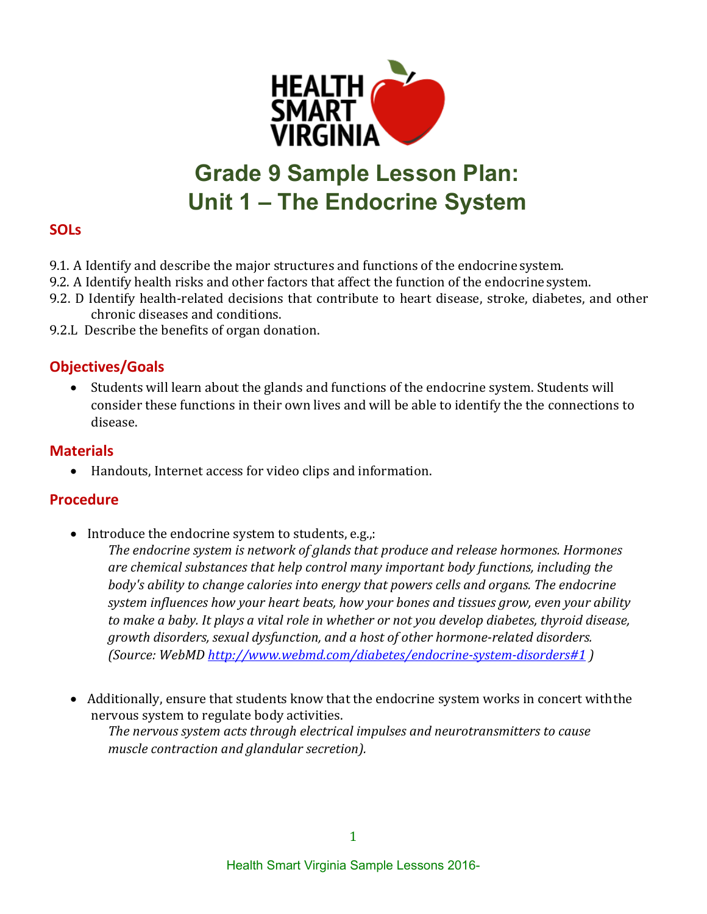HEALTH SMART VIRGINIA

# Grade 9 Sample Lesson Plan: Unit 1 – The Endocrine System

## SOLs

9.1. A Identify and describe the major structures and functions of the endocrine system.
9.2. A Identify health risks and other factors that affect the function of the endocrine system.
9.2. D Identify health-related decisions that contribute to heart disease, stroke, diabetes, and other chronic diseases and conditions.
9.2.L Describe the benefits of organ donation.

## Objectives/Goals

- Students will learn about the glands and functions of the endocrine system. Students will consider these functions in their own lives and will be able to identify the the connections to disease.

## Materials

- Handouts, Internet access for video clips and information.

## Procedure

- Introduce the endocrine system to students, e.g.,:

  *The endocrine system is network of glands that produce and release hormones. Hormones are chemical substances that help control many important body functions, including the body's ability to change calories into energy that powers cells and organs. The endocrine system influences how your heart beats, how your bones and tissues grow, even your ability to make a baby. It plays a vital role in whether or not you develop diabetes, thyroid disease, growth disorders, sexual dysfunction, and a host of other hormone-related disorders. (Source: WebMD [http://www.webmd.com/diabetes/endocrine-system-disorders#1](http://www.webmd.com/diabetes/endocrine-system-disorders#1) )*

- Additionally, ensure that students know that the endocrine system works in concert with the nervous system to regulate body activities.

  *The nervous system acts through electrical impulses and neurotransmitters to cause muscle contraction and glandular secretion).*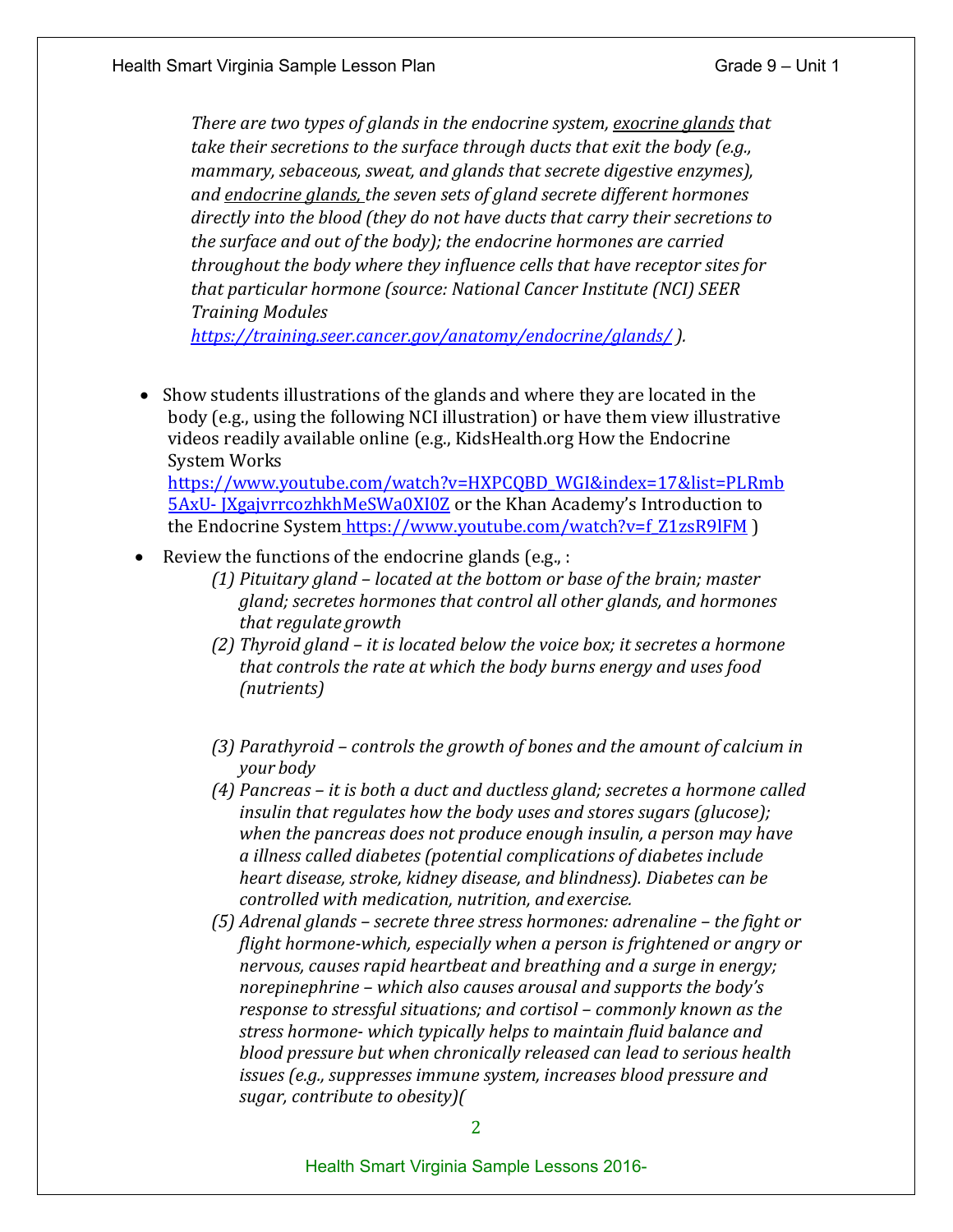*There are two types of glands in the endocrine system, exocrine glands that take their secretions to the surface through ducts that exit the body (e.g., mammary, sebaceous, sweat, and glands that secrete digestive enzymes), and endocrine glands, the seven sets of gland secrete different hormones directly into the blood (they do not have ducts that carry their secretions to the surface and out of the body); the endocrine hormones are carried throughout the body where they influence cells that have receptor sites for that particular hormone (source: National Cancer Institute (NCI) SEER Training Modules [https://training.seer.cancer.gov/anatomy/endocrine/glands/](https://training.seer.cancer.gov/anatomy/endocrine/glands/) ).*

- Show students illustrations of the glands and where they are located in the body (e.g., using the following NCI illustration) or have them view illustrative videos readily available online (e.g., KidsHealth.org How the Endocrine System Works [https://www.youtube.com/watch?v=HXPCQBD_WGI&index=17&list=PLRmb5AxU-JXgajvrrcozhkhMeSWa0XI0Z](https://www.youtube.com/watch?v=HXPCQBD_WGI&index=17&list=PLRmb5AxU-JXgajvrrcozhkhMeSWa0XI0Z) or the Khan Academy's Introduction to the Endocrine System [https://www.youtube.com/watch?v=f_Z1zsR9lFM](https://www.youtube.com/watch?v=f_Z1zsR9lFM) )
- Review the functions of the endocrine glands (e.g., :
  - *(1) Pituitary gland – located at the bottom or base of the brain; master gland; secretes hormones that control all other glands, and hormones that regulate growth*
  - *(2) Thyroid gland – it is located below the voice box; it secretes a hormone that controls the rate at which the body burns energy and uses food (nutrients)*
  - *(3) Parathyroid – controls the growth of bones and the amount of calcium in your body*
  - *(4) Pancreas – it is both a duct and ductless gland; secretes a hormone called insulin that regulates how the body uses and stores sugars (glucose); when the pancreas does not produce enough insulin, a person may have a illness called diabetes (potential complications of diabetes include heart disease, stroke, kidney disease, and blindness). Diabetes can be controlled with medication, nutrition, and exercise.*
  - *(5) Adrenal glands – secrete three stress hormones: adrenaline – the fight or flight hormone-which, especially when a person is frightened or angry or nervous, causes rapid heartbeat and breathing and a surge in energy; norepinephrine – which also causes arousal and supports the body's response to stressful situations; and cortisol – commonly known as the stress hormone- which typically helps to maintain fluid balance and blood pressure but when chronically released can lead to serious health issues (e.g., suppresses immune system, increases blood pressure and sugar, contribute to obesity)(*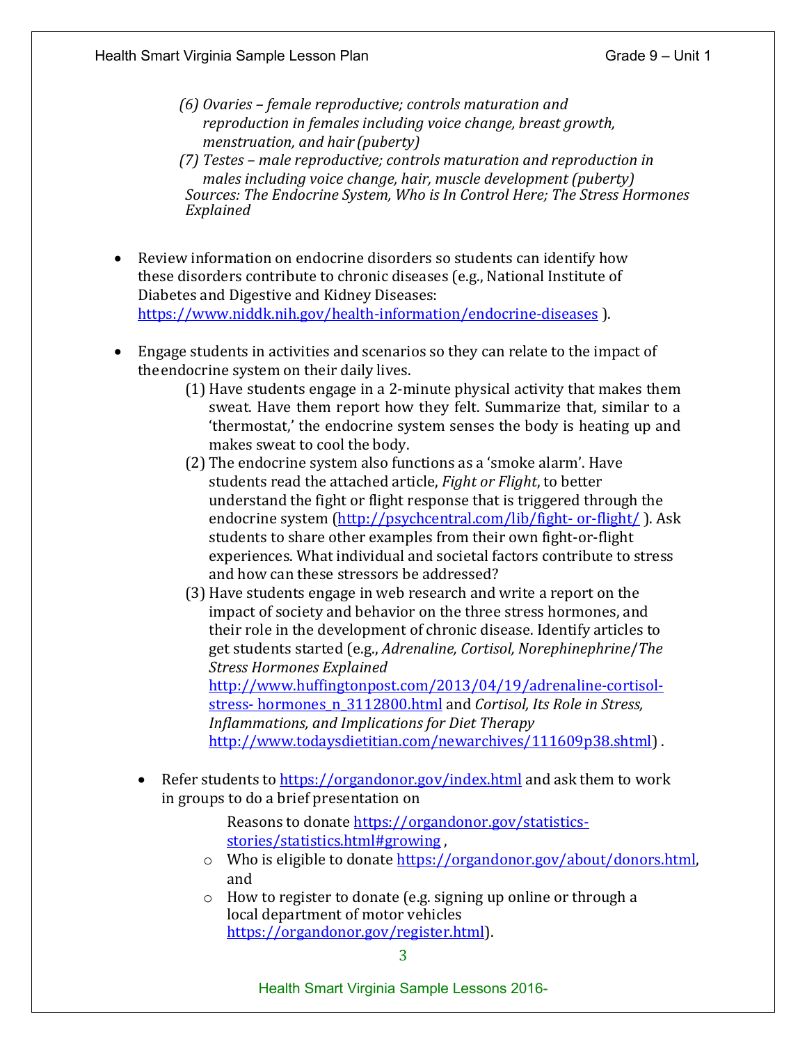*(6) Ovaries – female reproductive; controls maturation and reproduction in females including voice change, breast growth, menstruation, and hair (puberty)*

*(7) Testes – male reproductive; controls maturation and reproduction in males including voice change, hair, muscle development (puberty)*

*Sources: The Endocrine System, Who is In Control Here; The Stress Hormones Explained*

- Review information on endocrine disorders so students can identify how these disorders contribute to chronic diseases (e.g., National Institute of Diabetes and Digestive and Kidney Diseases: https://www.niddk.nih.gov/health-information/endocrine-diseases ).

- Engage students in activities and scenarios so they can relate to the impact of the endocrine system on their daily lives.
  1. Have students engage in a 2-minute physical activity that makes them sweat. Have them report how they felt. Summarize that, similar to a 'thermostat,' the endocrine system senses the body is heating up and makes sweat to cool the body.
  2. The endocrine system also functions as a 'smoke alarm'. Have students read the attached article, *Fight or Flight*, to better understand the fight or flight response that is triggered through the endocrine system (http://psychcentral.com/lib/fight- or-flight/ ). Ask students to share other examples from their own fight-or-flight experiences. What individual and societal factors contribute to stress and how can these stressors be addressed?
  3. Have students engage in web research and write a report on the impact of society and behavior on the three stress hormones, and their role in the development of chronic disease. Identify articles to get students started (e.g., *Adrenaline, Cortisol, Norephinephrine*/*The Stress Hormones Explained* http://www.huffingtonpost.com/2013/04/19/adrenaline-cortisol-stress- hormones_n_3112800.html and *Cortisol, Its Role in Stress, Inflammations, and Implications for Diet Therapy* http://www.todaysdietitian.com/newarchives/111609p38.shtml) .

- Refer students to https://organdonor.gov/index.html and ask them to work in groups to do a brief presentation on
  - Reasons to donate https://organdonor.gov/statistics-stories/statistics.html#growing ,
  - Who is eligible to donate https://organdonor.gov/about/donors.html, and
  - How to register to donate (e.g. signing up online or through a local department of motor vehicles https://organdonor.gov/register.html).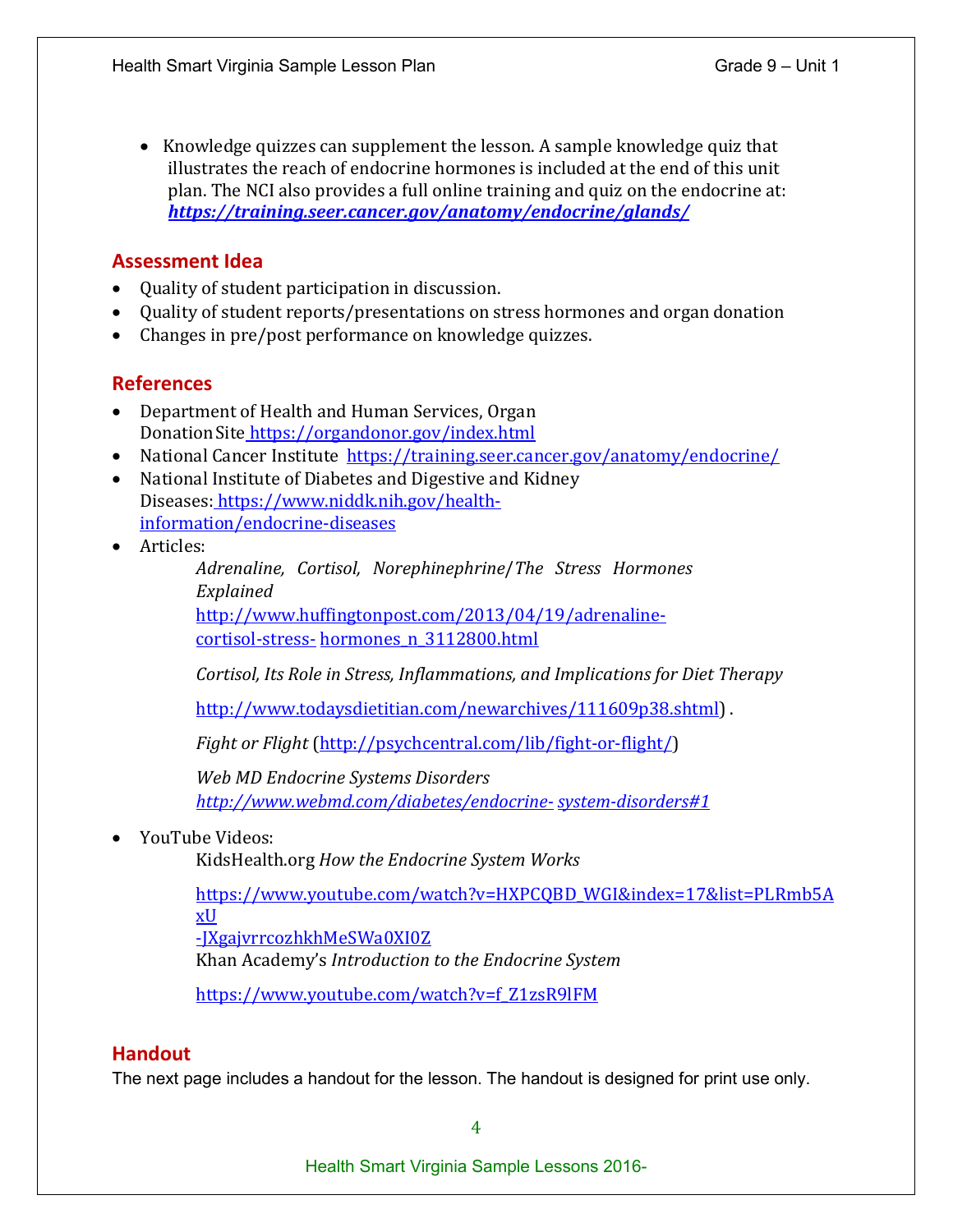- Knowledge quizzes can supplement the lesson. A sample knowledge quiz that illustrates the reach of endocrine hormones is included at the end of this unit plan. The NCI also provides a full online training and quiz on the endocrine at: ***https://training.seer.cancer.gov/anatomy/endocrine/glands/***

## Assessment Idea

- Quality of student participation in discussion.
- Quality of student reports/presentations on stress hormones and organ donation
- Changes in pre/post performance on knowledge quizzes.

## References

- Department of Health and Human Services, Organ Donation Site https://organdonor.gov/index.html
- National Cancer Institute https://training.seer.cancer.gov/anatomy/endocrine/
- National Institute of Diabetes and Digestive and Kidney Diseases: https://www.niddk.nih.gov/health-information/endocrine-diseases
- Articles:

  *Adrenaline, Cortisol, Norephinephrine/The Stress Hormones Explained*
  http://www.huffingtonpost.com/2013/04/19/adrenaline-cortisol-stress- hormones_n_3112800.html

  *Cortisol, Its Role in Stress, Inflammations, and Implications for Diet Therapy*

  http://www.todaysdietitian.com/newarchives/111609p38.shtml) .

  *Fight or Flight* (http://psychcentral.com/lib/fight-or-flight/)

  *Web MD Endocrine Systems Disorders*
  *http://www.webmd.com/diabetes/endocrine- system-disorders#1*

- YouTube Videos:

  KidsHealth.org *How the Endocrine System Works*

  https://www.youtube.com/watch?v=HXPCQBD_WGI&index=17&list=PLRmb5AxU-JXgajvrrcozhkhMeSWa0XI0Z

  Khan Academy's *Introduction to the Endocrine System*

  https://www.youtube.com/watch?v=f_Z1zsR9lFM

## Handout

The next page includes a handout for the lesson. The handout is designed for print use only.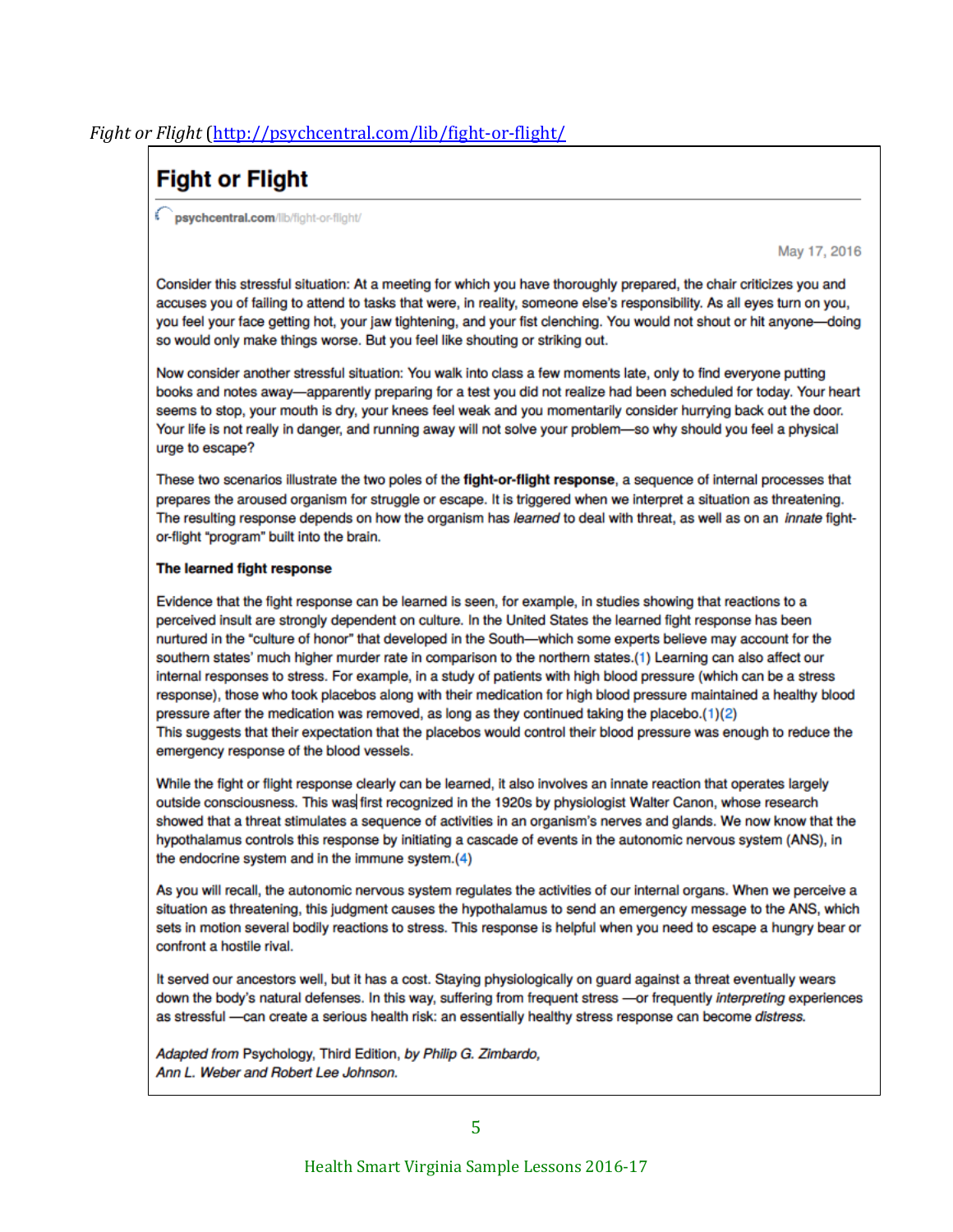*Fight or Flight* (http://psychcentral.com/lib/fight-or-flight/)

# Fight or Flight

psychcentral.com/lib/fight-or-flight/

May 17, 2016

Consider this stressful situation: At a meeting for which you have thoroughly prepared, the chair criticizes you and accuses you of failing to attend to tasks that were, in reality, someone else's responsibility. As all eyes turn on you, you feel your face getting hot, your jaw tightening, and your fist clenching. You would not shout or hit anyone—doing so would only make things worse. But you feel like shouting or striking out.

Now consider another stressful situation: You walk into class a few moments late, only to find everyone putting books and notes away—apparently preparing for a test you did not realize had been scheduled for today. Your heart seems to stop, your mouth is dry, your knees feel weak and you momentarily consider hurrying back out the door. Your life is not really in danger, and running away will not solve your problem—so why should you feel a physical urge to escape?

These two scenarios illustrate the two poles of the **fight-or-flight response**, a sequence of internal processes that prepares the aroused organism for struggle or escape. It is triggered when we interpret a situation as threatening. The resulting response depends on how the organism has *learned* to deal with threat, as well as on an *innate* fight-or-flight "program" built into the brain.

**The learned fight response**

Evidence that the fight response can be learned is seen, for example, in studies showing that reactions to a perceived insult are strongly dependent on culture. In the United States the learned fight response has been nurtured in the "culture of honor" that developed in the South—which some experts believe may account for the southern states' much higher murder rate in comparison to the northern states.(1) Learning can also affect our internal responses to stress. For example, in a study of patients with high blood pressure (which can be a stress response), those who took placebos along with their medication for high blood pressure maintained a healthy blood pressure after the medication was removed, as long as they continued taking the placebo.(1)(2)
This suggests that their expectation that the placebos would control their blood pressure was enough to reduce the emergency response of the blood vessels.

While the fight or flight response clearly can be learned, it also involves an innate reaction that operates largely outside consciousness. This was first recognized in the 1920s by physiologist Walter Canon, whose research showed that a threat stimulates a sequence of activities in an organism's nerves and glands. We now know that the hypothalamus controls this response by initiating a cascade of events in the autonomic nervous system (ANS), in the endocrine system and in the immune system.(4)

As you will recall, the autonomic nervous system regulates the activities of our internal organs. When we perceive a situation as threatening, this judgment causes the hypothalamus to send an emergency message to the ANS, which sets in motion several bodily reactions to stress. This response is helpful when you need to escape a hungry bear or confront a hostile rival.

It served our ancestors well, but it has a cost. Staying physiologically on guard against a threat eventually wears down the body's natural defenses. In this way, suffering from frequent stress —or frequently *interpreting* experiences as stressful —can create a serious health risk: an essentially healthy stress response can become *distress*.

*Adapted from* Psychology, Third Edition, *by Philip G. Zimbardo, Ann L. Weber and Robert Lee Johnson.*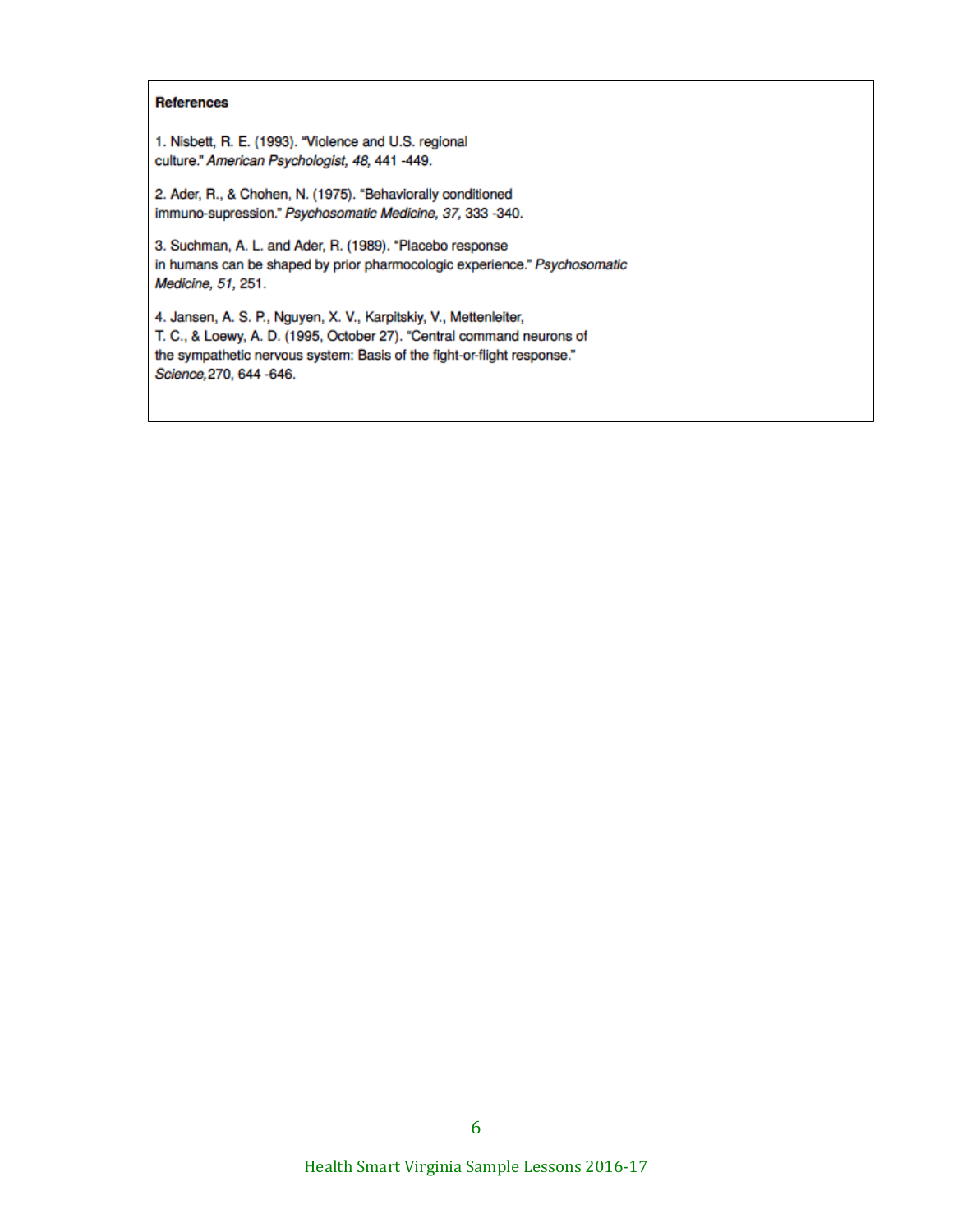**References**

1. Nisbett, R. E. (1993). "Violence and U.S. regional culture." *American Psychologist, 48,* 441 -449.

2. Ader, R., & Chohen, N. (1975). "Behaviorally conditioned immuno-supression." *Psychosomatic Medicine, 37,* 333 -340.

3. Suchman, A. L. and Ader, R. (1989). "Placebo response in humans can be shaped by prior pharmocologic experience." *Psychosomatic Medicine, 51,* 251.

4. Jansen, A. S. P., Nguyen, X. V., Karpitskiy, V., Mettenleiter, T. C., & Loewy, A. D. (1995, October 27). "Central command neurons of the sympathetic nervous system: Basis of the fight-or-flight response." *Science,*270, 644 -646.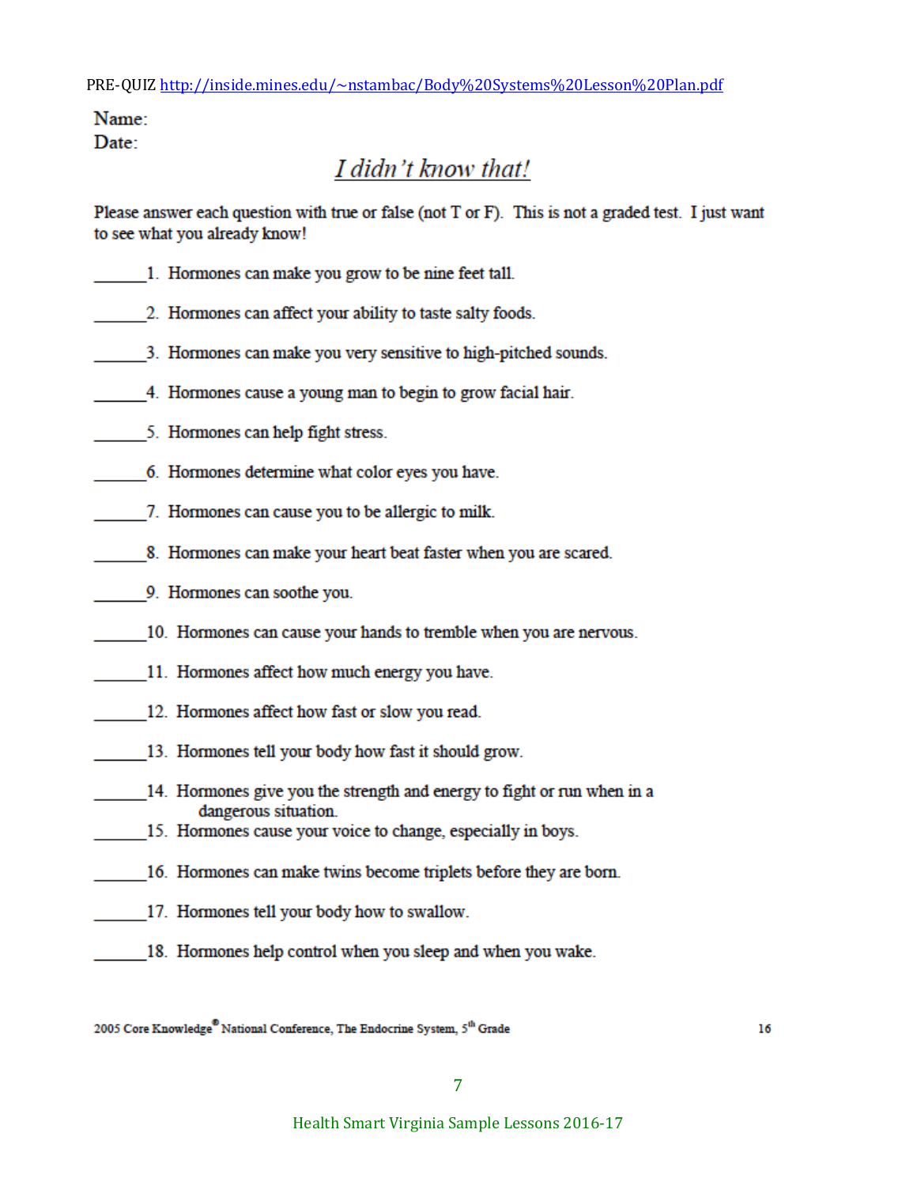PRE-QUIZ http://inside.mines.edu/~nstambac/Body%20Systems%20Lesson%20Plan.pdf

Name:
Date:

# *I didn't know that!*

Please answer each question with true or false (not T or F). This is not a graded test. I just want to see what you already know!

______1. Hormones can make you grow to be nine feet tall.

______2. Hormones can affect your ability to taste salty foods.

______3. Hormones can make you very sensitive to high-pitched sounds.

______4. Hormones cause a young man to begin to grow facial hair.

______5. Hormones can help fight stress.

______6. Hormones determine what color eyes you have.

______7. Hormones can cause you to be allergic to milk.

______8. Hormones can make your heart beat faster when you are scared.

______9. Hormones can soothe you.

______10. Hormones can cause your hands to tremble when you are nervous.

______11. Hormones affect how much energy you have.

______12. Hormones affect how fast or slow you read.

______13. Hormones tell your body how fast it should grow.

______14. Hormones give you the strength and energy to fight or run when in a dangerous situation.

______15. Hormones cause your voice to change, especially in boys.

______16. Hormones can make twins become triplets before they are born.

______17. Hormones tell your body how to swallow.

______18. Hormones help control when you sleep and when you wake.

2005 Core Knowledge® National Conference, The Endocrine System, 5th Grade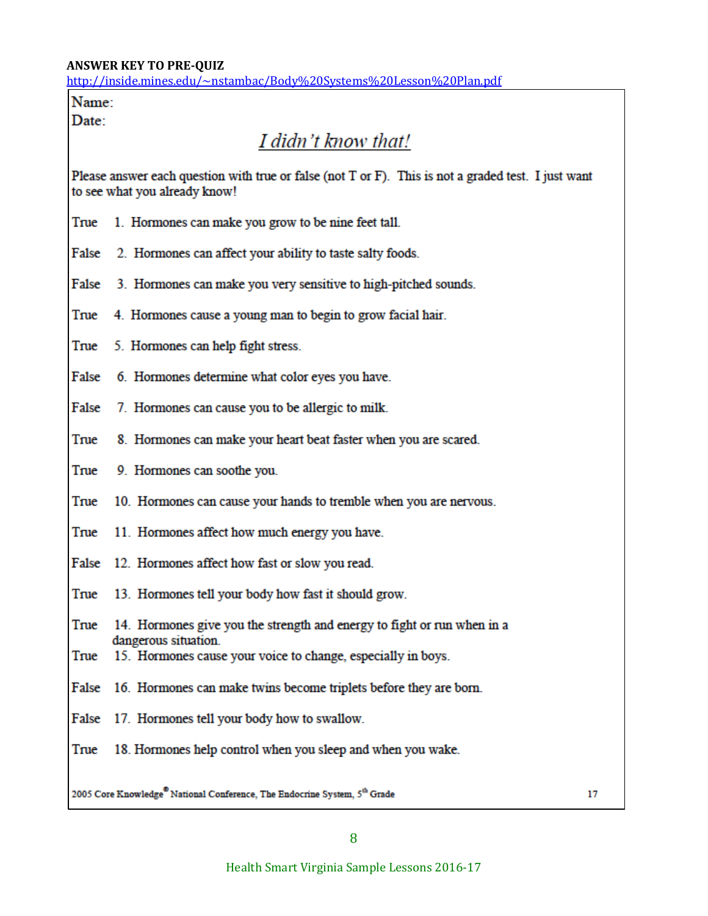**ANSWER KEY TO PRE-QUIZ**

http://inside.mines.edu/~nstambac/Body%20Systems%20Lesson%20Plan.pdf

Name:

Date:

## *I didn't know that!*

Please answer each question with true or false (not T or F). This is not a graded test. I just want to see what you already know!

True 1. Hormones can make you grow to be nine feet tall.

False 2. Hormones can affect your ability to taste salty foods.

False 3. Hormones can make you very sensitive to high-pitched sounds.

True 4. Hormones cause a young man to begin to grow facial hair.

True 5. Hormones can help fight stress.

False 6. Hormones determine what color eyes you have.

False 7. Hormones can cause you to be allergic to milk.

True 8. Hormones can make your heart beat faster when you are scared.

True 9. Hormones can soothe you.

True 10. Hormones can cause your hands to tremble when you are nervous.

True 11. Hormones affect how much energy you have.

False 12. Hormones affect how fast or slow you read.

True 13. Hormones tell your body how fast it should grow.

True 14. Hormones give you the strength and energy to fight or run when in a dangerous situation.

True 15. Hormones cause your voice to change, especially in boys.

False 16. Hormones can make twins become triplets before they are born.

False 17. Hormones tell your body how to swallow.

True 18. Hormones help control when you sleep and when you wake.

2005 Core Knowledge® National Conference, The Endocrine System, 5th Grade 17